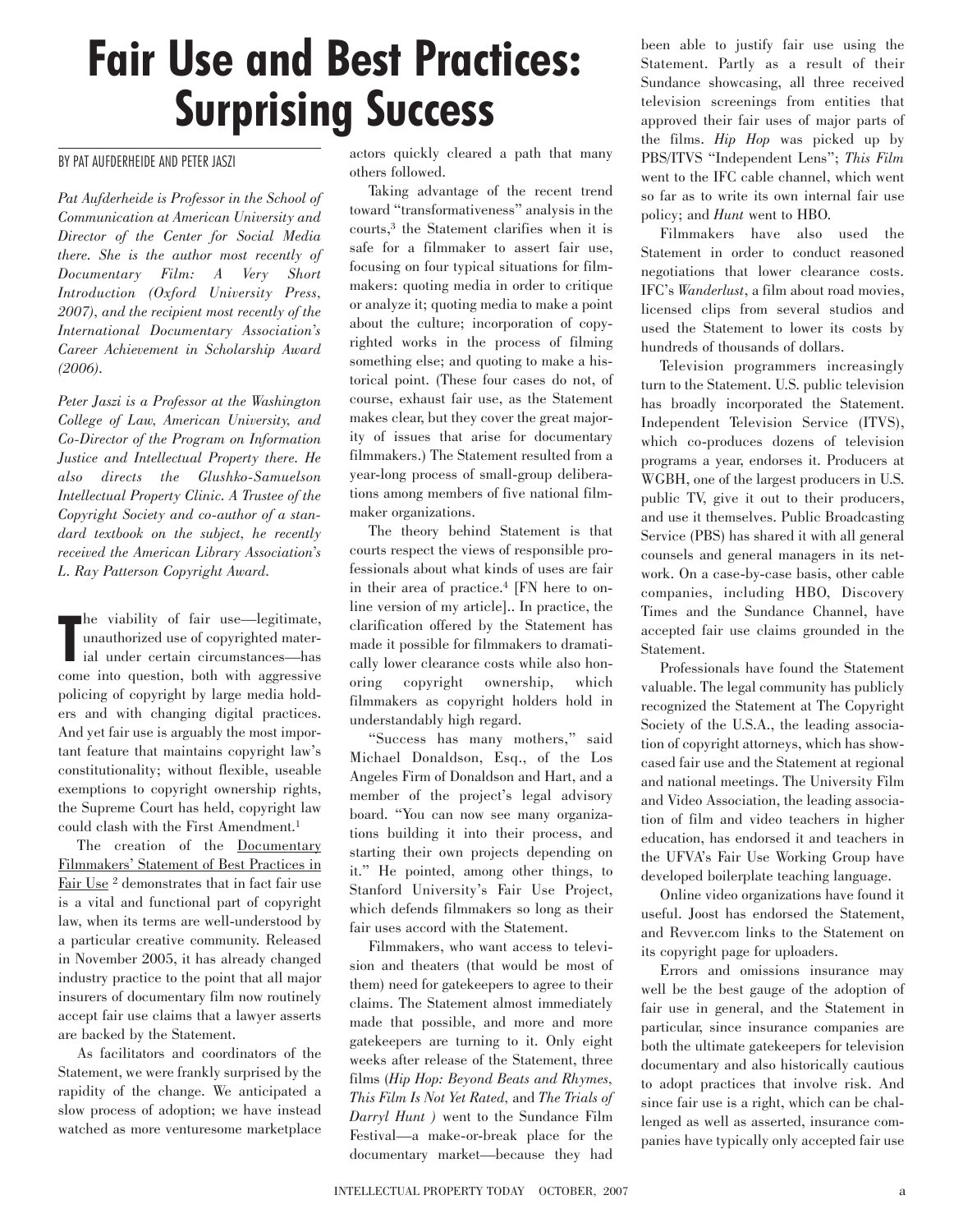# Fair Use and Best Practices: Surprising Success

BY PAT AUFDERHEIDE AND PETER JASZI

*Pat Aufderheide is Professor in the School of Communication at American University and Director of the Center for Social Media there. She is the author most recently of Documentary Film: A Very Short Introduction (Oxford University Press, 2007), and the recipient most recently of the International Documentary Association's Career Achievement in Scholarship Award (2006).*

*Peter Jaszi is a Professor at the Washington College of Law, American University, and Co-Director of the Program on Information Justice and Intellectual Property there. He also directs the Glushko-Samuelson Intellectual Property Clinic. A Trustee of the Copyright Society and co-author of a standard textbook on the subject, he recently received the American Library Association's L. Ray Patterson Copyright Award.*

The viability of fair use—legitimate, unauthorized use of copyrighted material under certain circumstances—has come into question, both with aggressive policing of copyright by large media holders and with changing digital practices. And yet fair use is arguably the most important feature that maintains copyright law's constitutionality; without flexible, useable exemptions to copyright ownership rights, the Supreme Court has held, copyright law could clash with the First Amendment.[1]

The creation of the Documentary Filmmakers' Statement of Best Practices in Fair Use [2] demonstrates that in fact fair use is a vital and functional part of copyright law, when its terms are well-understood by a particular creative community. Released in November 2005, it has already changed industry practice to the point that all major insurers of documentary film now routinely accept fair use claims that a lawyer asserts are backed by the Statement.

As facilitators and coordinators of the Statement, we were frankly surprised by the rapidity of the change. We anticipated a slow process of adoption; we have instead watched as more venturesome marketplace actors quickly cleared a path that many others followed.

Taking advantage of the recent trend toward "transformativeness" analysis in the courts,[3] the Statement clarifies when it is safe for a filmmaker to assert fair use, focusing on four typical situations for filmmakers: quoting media in order to critique or analyze it; quoting media to make a point about the culture; incorporation of copyrighted works in the process of filming something else; and quoting to make a historical point. (These four cases do not, of course, exhaust fair use, as the Statement makes clear, but they cover the great majority of issues that arise for documentary filmmakers.) The Statement resulted from a year-long process of small-group deliberations among members of five national filmmaker organizations.

The theory behind Statement is that courts respect the views of responsible professionals about what kinds of uses are fair in their area of practice.[4] [FN here to online version of my article].. In practice, the clarification offered by the Statement has made it possible for filmmakers to dramatically lower clearance costs while also honoring copyright ownership, which filmmakers as copyright holders hold in understandably high regard.

"Success has many mothers," said Michael Donaldson, Esq., of the Los Angeles Firm of Donaldson and Hart, and a member of the project's legal advisory board. "You can now see many organizations building it into their process, and starting their own projects depending on it." He pointed, among other things, to Stanford University's Fair Use Project, which defends filmmakers so long as their fair uses accord with the Statement.

Filmmakers, who want access to television and theaters (that would be most of them) need for gatekeepers to agree to their claims. The Statement almost immediately made that possible, and more and more gatekeepers are turning to it. Only eight weeks after release of the Statement, three films (*Hip Hop: Beyond Beats and Rhymes, This Film Is Not Yet Rated*, and *The Trials of Darryl Hunt* ) went to the Sundance Film Festival—a make-or-break place for the documentary market—because they had been able to justify fair use using the Statement. Partly as a result of their Sundance showcasing, all three received television screenings from entities that approved their fair uses of major parts of the films. *Hip Hop* was picked up by PBS/ITVS "Independent Lens"; *This Film* went to the IFC cable channel, which went so far as to write its own internal fair use policy; and *Hunt* went to HBO.

Filmmakers have also used the Statement in order to conduct reasoned negotiations that lower clearance costs. IFC's *Wanderlust*, a film about road movies, licensed clips from several studios and used the Statement to lower its costs by hundreds of thousands of dollars.

Television programmers increasingly turn to the Statement. U.S. public television has broadly incorporated the Statement. Independent Television Service (ITVS), which co-produces dozens of television programs a year, endorses it. Producers at WGBH, one of the largest producers in U.S. public TV, give it out to their producers, and use it themselves. Public Broadcasting Service (PBS) has shared it with all general counsels and general managers in its network. On a case-by-case basis, other cable companies, including HBO, Discovery Times and the Sundance Channel, have accepted fair use claims grounded in the Statement.

Professionals have found the Statement valuable. The legal community has publicly recognized the Statement at The Copyright Society of the U.S.A., the leading association of copyright attorneys, which has showcased fair use and the Statement at regional and national meetings. The University Film and Video Association, the leading association of film and video teachers in higher education, has endorsed it and teachers in the UFVA's Fair Use Working Group have developed boilerplate teaching language.

Online video organizations have found it useful. Joost has endorsed the Statement, and Revver.com links to the Statement on its copyright page for uploaders.

Errors and omissions insurance may well be the best gauge of the adoption of fair use in general, and the Statement in particular, since insurance companies are both the ultimate gatekeepers for television documentary and also historically cautious to adopt practices that involve risk. And since fair use is a right, which can be challenged as well as asserted, insurance companies have typically only accepted fair use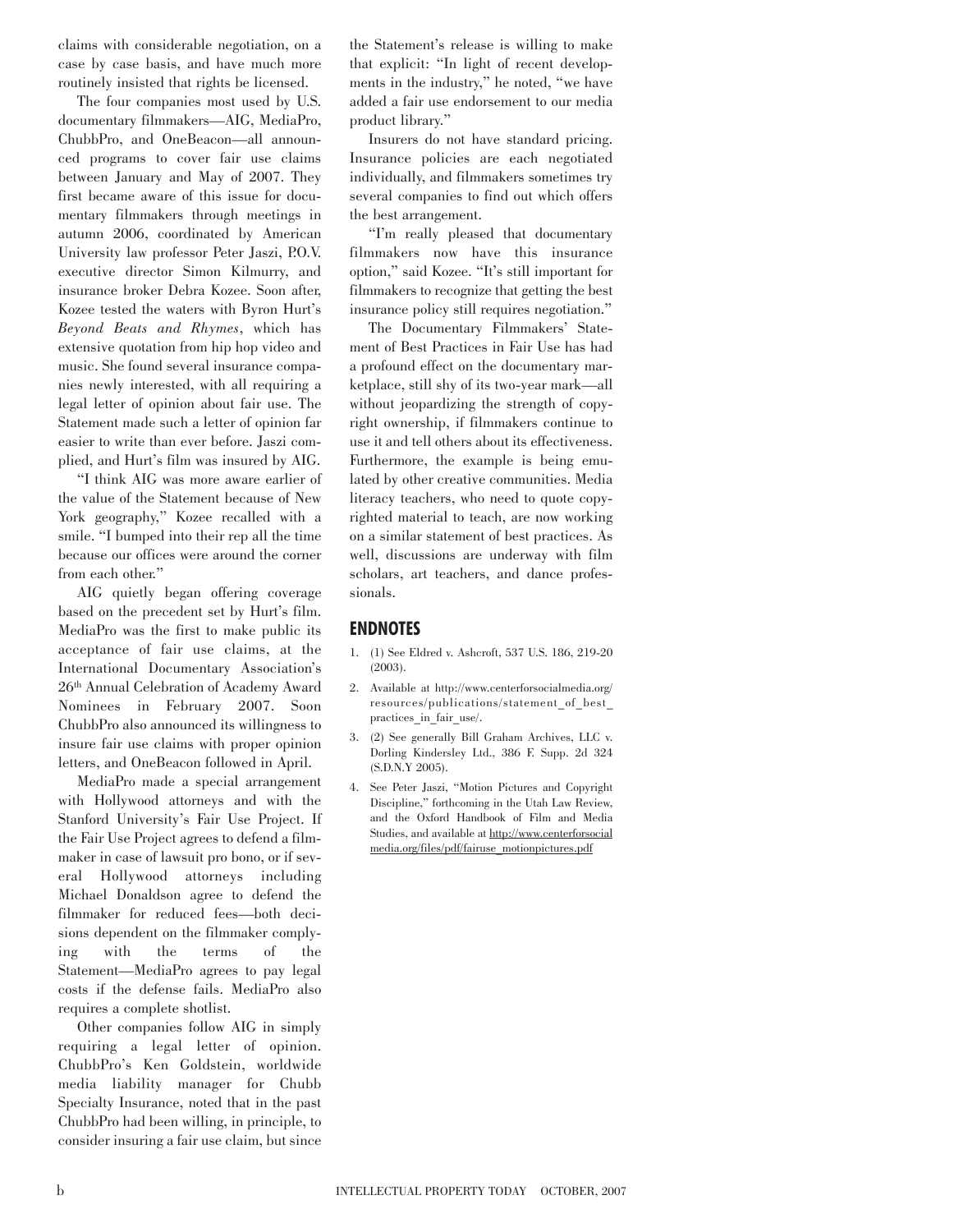claims with considerable negotiation, on a case by case basis, and have much more routinely insisted that rights be licensed.

The four companies most used by U.S. documentary filmmakers—AIG, MediaPro, ChubbPro, and OneBeacon—all announced programs to cover fair use claims between January and May of 2007. They first became aware of this issue for documentary filmmakers through meetings in autumn 2006, coordinated by American University law professor Peter Jaszi, P.O.V. executive director Simon Kilmurry, and insurance broker Debra Kozee. Soon after, Kozee tested the waters with Byron Hurt's *Beyond Beats and Rhymes*, which has extensive quotation from hip hop video and music. She found several insurance companies newly interested, with all requiring a legal letter of opinion about fair use. The Statement made such a letter of opinion far easier to write than ever before. Jaszi complied, and Hurt's film was insured by AIG.

"I think AIG was more aware earlier of the value of the Statement because of New York geography," Kozee recalled with a smile. "I bumped into their rep all the time because our offices were around the corner from each other."

AIG quietly began offering coverage based on the precedent set by Hurt's film. MediaPro was the first to make public its acceptance of fair use claims, at the International Documentary Association's 26th Annual Celebration of Academy Award Nominees in February 2007. Soon ChubbPro also announced its willingness to insure fair use claims with proper opinion letters, and OneBeacon followed in April.

MediaPro made a special arrangement with Hollywood attorneys and with the Stanford University's Fair Use Project. If the Fair Use Project agrees to defend a filmmaker in case of lawsuit pro bono, or if several Hollywood attorneys including Michael Donaldson agree to defend the filmmaker for reduced fees—both decisions dependent on the filmmaker complying with the terms of the Statement—MediaPro agrees to pay legal costs if the defense fails. MediaPro also requires a complete shotlist.

Other companies follow AIG in simply requiring a legal letter of opinion. ChubbPro's Ken Goldstein, worldwide media liability manager for Chubb Specialty Insurance, noted that in the past ChubbPro had been willing, in principle, to consider insuring a fair use claim, but since the Statement's release is willing to make that explicit: "In light of recent developments in the industry," he noted, "we have added a fair use endorsement to our media product library."

Insurers do not have standard pricing. Insurance policies are each negotiated individually, and filmmakers sometimes try several companies to find out which offers the best arrangement.

"I'm really pleased that documentary filmmakers now have this insurance option," said Kozee. "It's still important for filmmakers to recognize that getting the best insurance policy still requires negotiation."

The Documentary Filmmakers' Statement of Best Practices in Fair Use has had a profound effect on the documentary marketplace, still shy of its two-year mark—all without jeopardizing the strength of copyright ownership, if filmmakers continue to use it and tell others about its effectiveness. Furthermore, the example is being emulated by other creative communities. Media literacy teachers, who need to quote copyrighted material to teach, are now working on a similar statement of best practices. As well, discussions are underway with film scholars, art teachers, and dance professionals.

## ENDNOTES

1. (1) See Eldred v. Ashcroft, 537 U.S. 186, 219-20 (2003).
2. Available at http://www.centerforsocialmedia.org/resources/publications/statement_of_best_practices_in_fair_use/.
3. (2) See generally Bill Graham Archives, LLC v. Dorling Kindersley Ltd., 386 F. Supp. 2d 324 (S.D.N.Y 2005).
4. See Peter Jaszi, "Motion Pictures and Copyright Discipline," forthcoming in the Utah Law Review, and the Oxford Handbook of Film and Media Studies, and available at http://www.centerforsocialmedia.org/files/pdf/fairuse_motionpictures.pdf